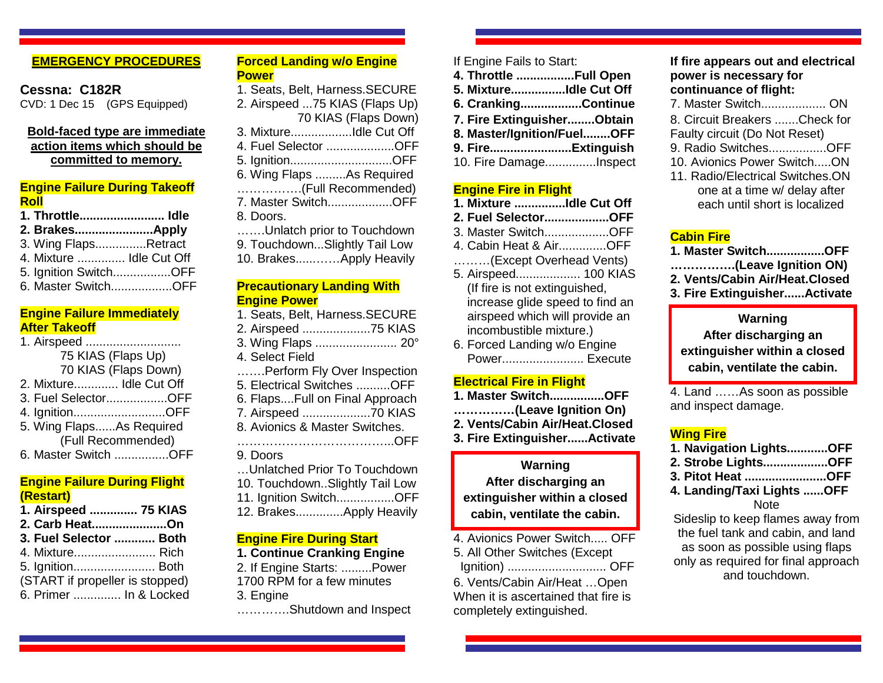## EMERGENCY PROCEDURES

**Cessna: C182R**

CVD: 1 Dec 15 (GPS Equipped)

**Bold-faced type are immediate action items which should be committed to memory.**

### Engine Failure During Takeoff Roll

**1. Throttle......................... Idle**

**2. Brakes.......................Apply**

3. Wing Flaps...............Retract

4. Mixture .............. Idle Cut Off

5. Ignition Switch.................OFF

6. Master Switch..................OFF

### Engine Failure Immediately After Takeoff

1. Airspeed ............................
   75 KIAS (Flaps Up)
   70 KIAS (Flaps Down)

2. Mixture............. Idle Cut Off

3. Fuel Selector..................OFF

4. Ignition...........................OFF

5. Wing Flaps......As Required
   (Full Recommended)

6. Master Switch ................OFF

### Engine Failure During Flight (Restart)

**1. Airspeed ............. 75 KIAS**

**2. Carb Heat......................On**

**3. Fuel Selector ............ Both**

4. Mixture........................ Rich

5. Ignition........................ Both
(START if propeller is stopped)

6. Primer .............. In & Locked

### Forced Landing w/o Engine Power

1. Seats, Belt, Harness.SECURE

2. Airspeed ...75 KIAS (Flaps Up)
   70 KIAS (Flaps Down)

3. Mixture..................Idle Cut Off

4. Fuel Selector ....................OFF

5. Ignition..............................OFF

6. Wing Flaps .........As Required
…………….(Full Recommended)

7. Master Switch...................OFF

8. Doors.
…….Unlatch prior to Touchdown

9. Touchdown...Slightly Tail Low

10. Brakes....………Apply Heavily

### Precautionary Landing With Engine Power

1. Seats, Belt, Harness.SECURE

2. Airspeed ....................75 KIAS

3. Wing Flaps ........................ 20°

4. Select Field
…….Perform Fly Over Inspection

5. Electrical Switches ..........OFF

6. Flaps....Full on Final Approach

7. Airspeed ....................70 KIAS

8. Avionics & Master Switches.
………………………………...OFF

9. Doors
…Unlatched Prior To Touchdown

10. Touchdown..Slightly Tail Low

11. Ignition Switch................OFF

12. Brakes.............Apply Heavily

### Engine Fire During Start

**1. Continue Cranking Engine**

2. If Engine Starts: .........Power
1700 RPM for a few minutes

3. Engine
………….Shutdown and Inspect

If Engine Fails to Start:

**4. Throttle .................Full Open**

**5. Mixture................Idle Cut Off**

**6. Cranking.................Continue**

**7. Fire Extinguisher........Obtain**

**8. Master/Ignition/Fuel........OFF**

**9. Fire.......................Extinguish**

10. Fire Damage...............Inspect

### Engine Fire in Flight

**1. Mixture ...............Idle Cut Off**

**2. Fuel Selector..................OFF**

3. Master Switch...................OFF

4. Cabin Heat & Air.............OFF
………(Except Overhead Vents)

5. Airspeed................... 100 KIAS
   (If fire is not extinguished, increase glide speed to find an airspeed which will provide an incombustible mixture.)

6. Forced Landing w/o Engine Power........................ Execute

### Electrical Fire in Flight

**1. Master Switch...............OFF**
**…………….(Leave Ignition On)**

**2. Vents/Cabin Air/Heat.Closed**

**3. Fire Extinguisher......Activate**

> **Warning**
> **After discharging an extinguisher within a closed cabin, ventilate the cabin.**

4. Avionics Power Switch..... OFF

5. All Other Switches (Except Ignition) ............................ OFF

6. Vents/Cabin Air/Heat …Open
When it is ascertained that fire is completely extinguished.

**If fire appears out and electrical power is necessary for continuance of flight:**

7. Master Switch................... ON

8. Circuit Breakers .......Check for Faulty circuit (Do Not Reset)

9. Radio Switches.................OFF

10. Avionics Power Switch.....ON

11. Radio/Electrical Switches.ON
    one at a time w/ delay after each until short is localized

### Cabin Fire

**1. Master Switch................OFF**
**…………….(Leave Ignition ON)**

**2. Vents/Cabin Air/Heat.Closed**

**3. Fire Extinguisher......Activate**

> **Warning**
> **After discharging an extinguisher within a closed cabin, ventilate the cabin.**

4. Land ……As soon as possible and inspect damage.

### Wing Fire

**1. Navigation Lights............OFF**

**2. Strobe Lights..................OFF**

**3. Pitot Heat ........................OFF**

**4. Landing/Taxi Lights ......OFF**

Note

Sideslip to keep flames away from the fuel tank and cabin, and land as soon as possible using flaps only as required for final approach and touchdown.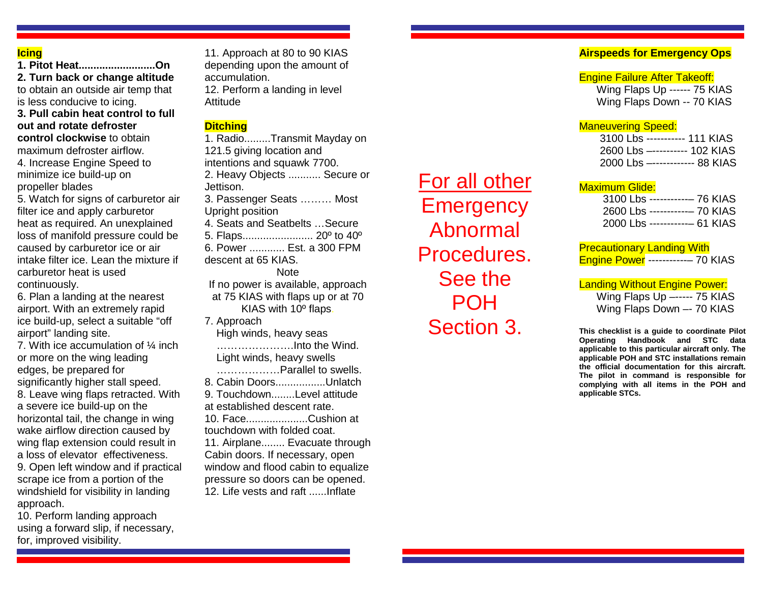## Icing

**1. Pitot Heat..........................On**

**2. Turn back or change altitude** to obtain an outside air temp that is less conducive to icing.

**3. Pull cabin heat control to full out and rotate defroster control clockwise** to obtain maximum defroster airflow.

4. Increase Engine Speed to minimize ice build-up on propeller blades

5. Watch for signs of carburetor air filter ice and apply carburetor heat as required. An unexplained loss of manifold pressure could be caused by carburetor ice or air intake filter ice. Lean the mixture if carburetor heat is used continuously.

6. Plan a landing at the nearest airport. With an extremely rapid ice build-up, select a suitable "off airport" landing site.

7. With ice accumulation of ¼ inch or more on the wing leading edges, be prepared for significantly higher stall speed.

8. Leave wing flaps retracted. With a severe ice build-up on the horizontal tail, the change in wing wake airflow direction caused by wing flap extension could result in a loss of elevator effectiveness.

9. Open left window and if practical scrape ice from a portion of the windshield for visibility in landing approach.

10. Perform landing approach using a forward slip, if necessary, for, improved visibility.

11. Approach at 80 to 90 KIAS depending upon the amount of accumulation.

12. Perform a landing in level Attitude

## Ditching

1. Radio.........Transmit Mayday on 121.5 giving location and intentions and squawk 7700.
2. Heavy Objects ........... Secure or Jettison.
3. Passenger Seats ……… Most Upright position
4. Seats and Seatbelts …Secure
5. Flaps........................ 20º to 40º
6. Power ............ Est. a 300 FPM descent at 65 KIAS.

Note

If no power is available, approach at 75 KIAS with flaps up or at 70 KIAS with 10º flaps

7. Approach
   High winds, heavy seas ………………….Into the Wind.
   Light winds, heavy swells ………………Parallel to swells.
8. Cabin Doors.................Unlatch
9. Touchdown........Level attitude at established descent rate.
10. Face.....................Cushion at touchdown with folded coat.
11. Airplane........ Evacuate through Cabin doors. If necessary, open window and flood cabin to equalize pressure so doors can be opened.
12. Life vests and raft ......Inflate

For all other Emergency Abnormal Procedures. See the POH Section 3.

## Airspeeds for Emergency Ops

Engine Failure After Takeoff:
Wing Flaps Up ------ 75 KIAS
Wing Flaps Down -- 70 KIAS

Maneuvering Speed:
3100 Lbs ----------- 111 KIAS
2600 Lbs –---------- 102 KIAS
2000 Lbs –------------ 88 KIAS

Maximum Glide:
3100 Lbs -----------– 76 KIAS
2600 Lbs -----------– 70 KIAS
2000 Lbs -----------– 61 KIAS

Precautionary Landing With Engine Power -----------– 70 KIAS

Landing Without Engine Power:
Wing Flaps Up –----- 75 KIAS
Wing Flaps Down –- 70 KIAS

**This checklist is a guide to coordinate Pilot Operating Handbook and STC data applicable to this particular aircraft only. The applicable POH and STC installations remain the official documentation for this aircraft. The pilot in command is responsible for complying with all items in the POH and applicable STCs.**